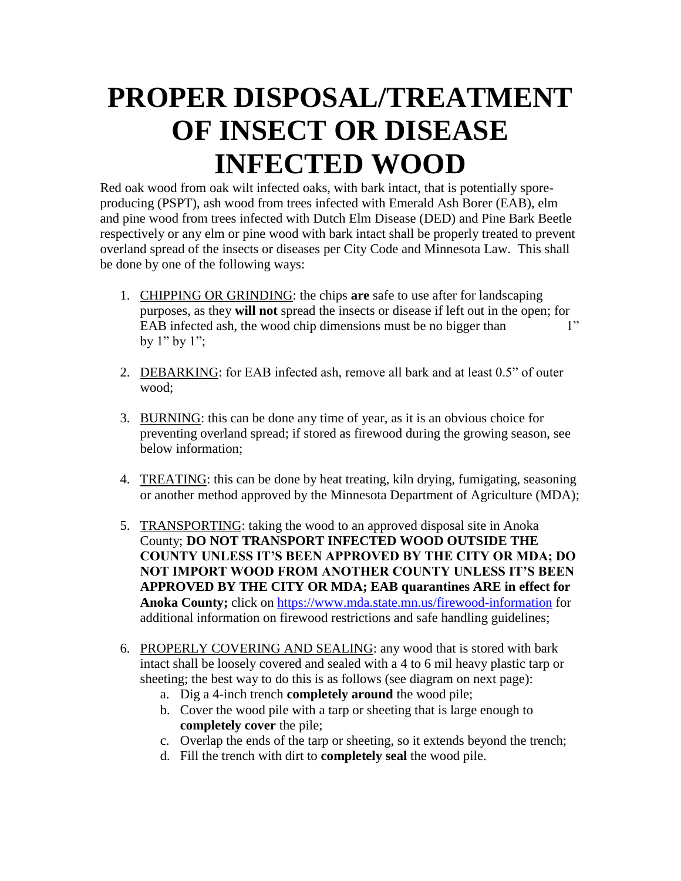# PROPER DISPOSAL/TREATMENT OF INSECT OR DISEASE INFECTED WOOD

Red oak wood from oak wilt infected oaks, with bark intact, that is potentially spore-producing (PSPT), ash wood from trees infected with Emerald Ash Borer (EAB), elm and pine wood from trees infected with Dutch Elm Disease (DED) and Pine Bark Beetle respectively or any elm or pine wood with bark intact shall be properly treated to prevent overland spread of the insects or diseases per City Code and Minnesota Law. This shall be done by one of the following ways:

1. <u>CHIPPING OR GRINDING</u>: the chips **are** safe to use after for landscaping purposes, as they **will not** spread the insects or disease if left out in the open; for EAB infected ash, the wood chip dimensions must be no bigger than 1" by 1" by 1";

2. <u>DEBARKING</u>: for EAB infected ash, remove all bark and at least 0.5" of outer wood;

3. <u>BURNING</u>: this can be done any time of year, as it is an obvious choice for preventing overland spread; if stored as firewood during the growing season, see below information;

4. <u>TREATING</u>: this can be done by heat treating, kiln drying, fumigating, seasoning or another method approved by the Minnesota Department of Agriculture (MDA);

5. <u>TRANSPORTING</u>: taking the wood to an approved disposal site in Anoka County; **DO NOT TRANSPORT INFECTED WOOD OUTSIDE THE COUNTY UNLESS IT'S BEEN APPROVED BY THE CITY OR MDA; DO NOT IMPORT WOOD FROM ANOTHER COUNTY UNLESS IT'S BEEN APPROVED BY THE CITY OR MDA; EAB quarantines ARE in effect for Anoka County;** click on https://www.mda.state.mn.us/firewood-information for additional information on firewood restrictions and safe handling guidelines;

6. <u>PROPERLY COVERING AND SEALING</u>: any wood that is stored with bark intact shall be loosely covered and sealed with a 4 to 6 mil heavy plastic tarp or sheeting; the best way to do this is as follows (see diagram on next page):
   a. Dig a 4-inch trench **completely around** the wood pile;
   b. Cover the wood pile with a tarp or sheeting that is large enough to **completely cover** the pile;
   c. Overlap the ends of the tarp or sheeting, so it extends beyond the trench;
   d. Fill the trench with dirt to **completely seal** the wood pile.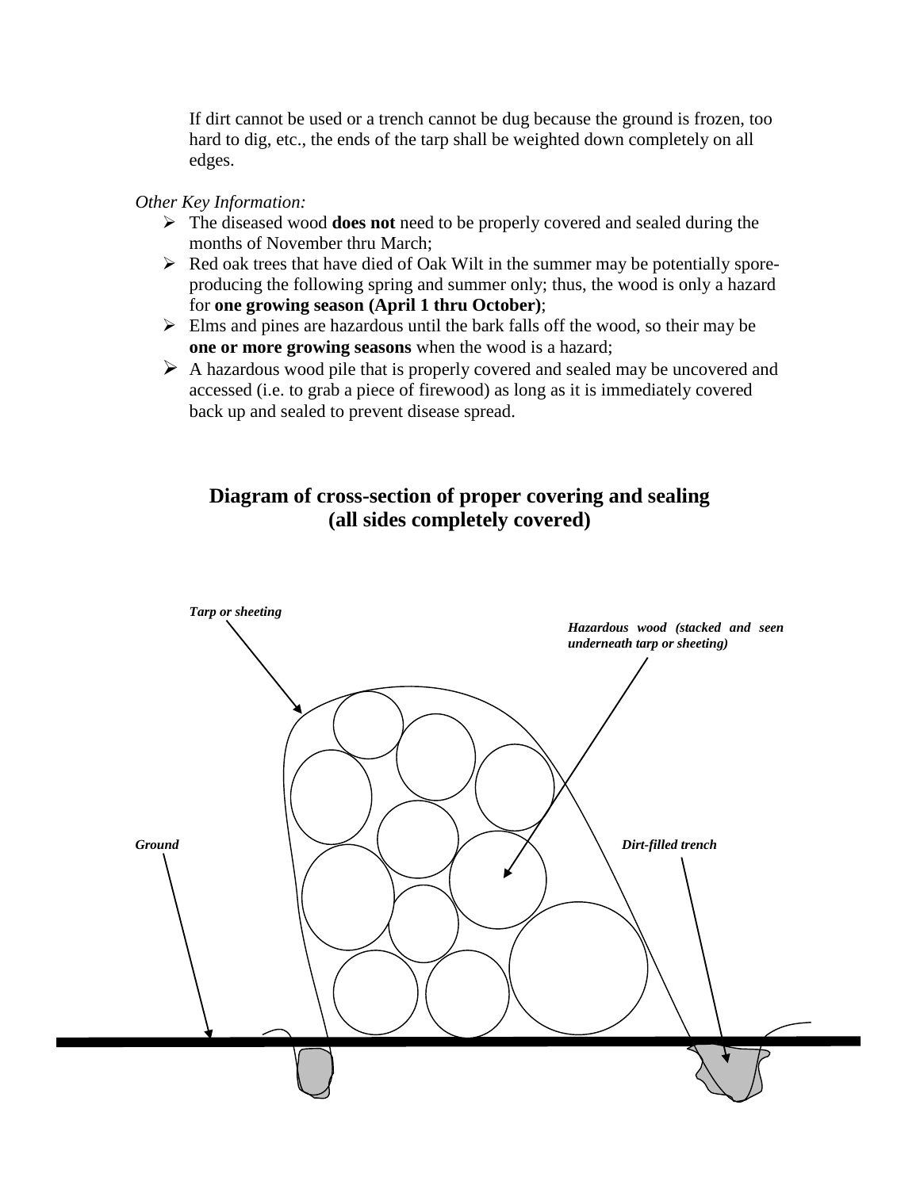If dirt cannot be used or a trench cannot be dug because the ground is frozen, too hard to dig, etc., the ends of the tarp shall be weighted down completely on all edges.

*Other Key Information:*

- The diseased wood **does not** need to be properly covered and sealed during the months of November thru March;
- Red oak trees that have died of Oak Wilt in the summer may be potentially spore-producing the following spring and summer only; thus, the wood is only a hazard for **one growing season (April 1 thru October)**;
- Elms and pines are hazardous until the bark falls off the wood, so their may be **one or more growing seasons** when the wood is a hazard;
- A hazardous wood pile that is properly covered and sealed may be uncovered and accessed (i.e. to grab a piece of firewood) as long as it is immediately covered back up and sealed to prevent disease spread.

## Diagram of cross-section of proper covering and sealing (all sides completely covered)

*Tarp or sheeting*

*Hazardous wood (stacked and seen underneath tarp or sheeting)*

*Ground*

*Dirt-filled trench*